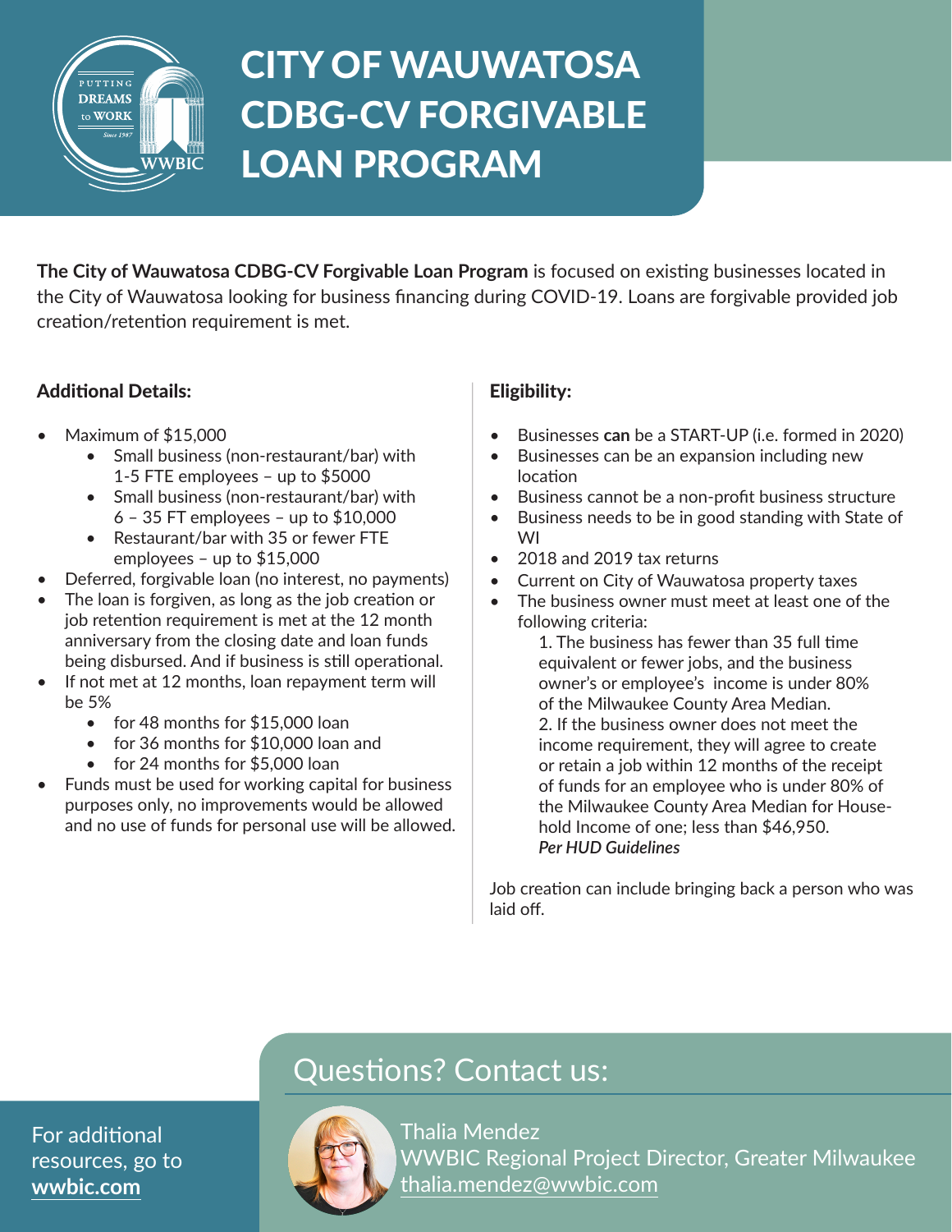# CITY OF WAUWATOSA CDBG-CV FORGIVABLE LOAN PROGRAM

**The City of Wauwatosa CDBG-CV Forgivable Loan Program** is focused on existing businesses located in the City of Wauwatosa looking for business financing during COVID-19. Loans are forgivable provided job creation/retention requirement is met.

### Additional Details:

- Maximum of $15,000
  - Small business (non-restaurant/bar) with 1-5 FTE employees – up to $5000
  - Small business (non-restaurant/bar) with 6 – 35 FT employees – up to $10,000
  - Restaurant/bar with 35 or fewer FTE employees – up to $15,000
- Deferred, forgivable loan (no interest, no payments)
- The loan is forgiven, as long as the job creation or job retention requirement is met at the 12 month anniversary from the closing date and loan funds being disbursed. And if business is still operational.
- If not met at 12 months, loan repayment term will be 5%
  - for 48 months for $15,000 loan
  - for 36 months for $10,000 loan and
  - for 24 months for $5,000 loan
- Funds must be used for working capital for business purposes only, no improvements would be allowed and no use of funds for personal use will be allowed.

### Eligibility:

- Businesses **can** be a START-UP (i.e. formed in 2020)
- Businesses can be an expansion including new location
- Business cannot be a non-profit business structure
- Business needs to be in good standing with State of WI
- 2018 and 2019 tax returns
- Current on City of Wauwatosa property taxes
- The business owner must meet at least one of the following criteria:

  1. The business has fewer than 35 full time equivalent or fewer jobs, and the business owner's or employee's income is under 80% of the Milwaukee County Area Median.
  2. If the business owner does not meet the income requirement, they will agree to create or retain a job within 12 months of the receipt of funds for an employee who is under 80% of the Milwaukee County Area Median for Household Income of one; less than $46,950.

  ***Per HUD Guidelines***

Job creation can include bringing back a person who was laid off.

## Questions? Contact us:

Thalia Mendez
WWBIC Regional Project Director, Greater Milwaukee
thalia.mendez@wwbic.com

For additional resources, go to **wwbic.com**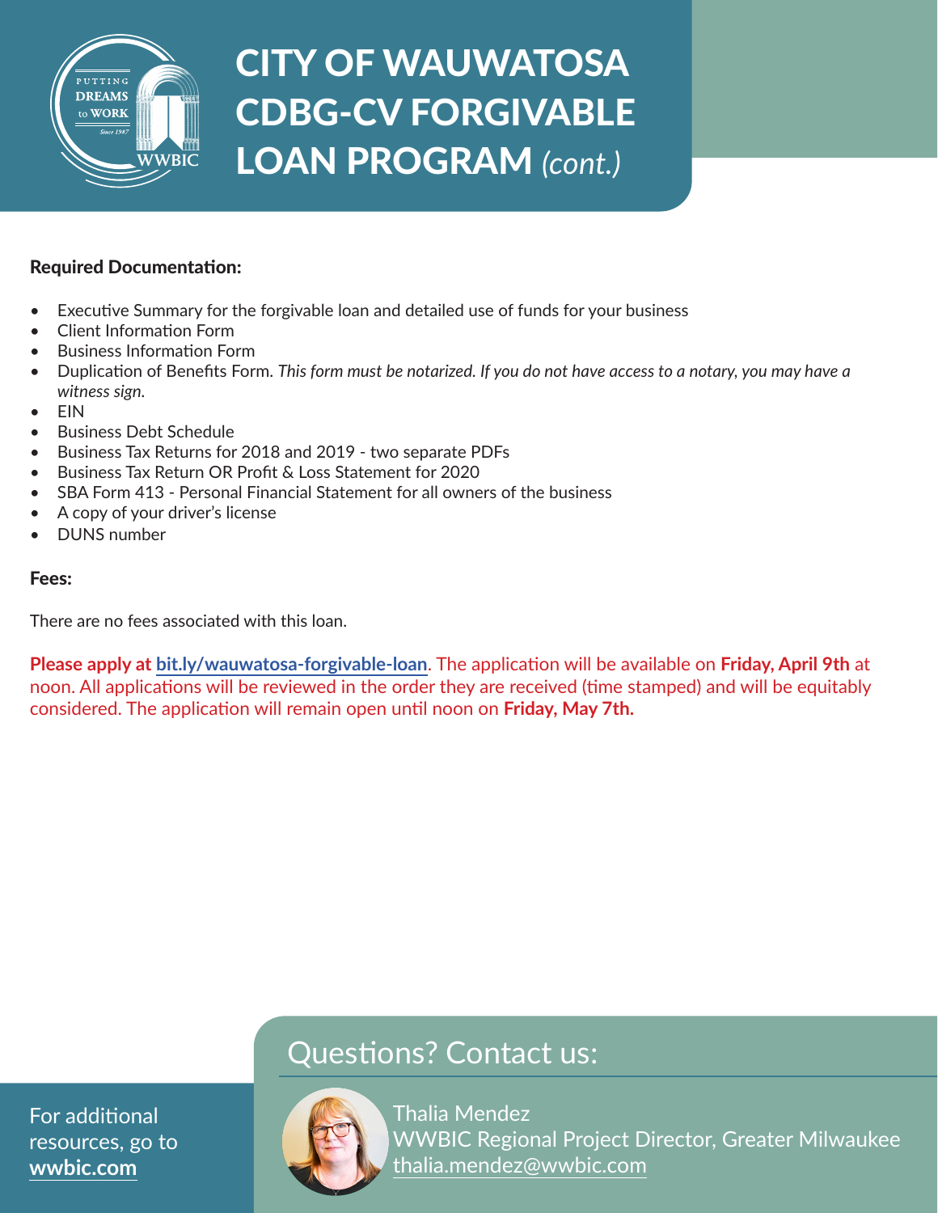# CITY OF WAUWATOSA CDBG-CV FORGIVABLE LOAN PROGRAM *(cont.)*

**Required Documentation:**

- Executive Summary for the forgivable loan and detailed use of funds for your business
- Client Information Form
- Business Information Form
- Duplication of Benefits Form. *This form must be notarized. If you do not have access to a notary, you may have a witness sign.*
- EIN
- Business Debt Schedule
- Business Tax Returns for 2018 and 2019 - two separate PDFs
- Business Tax Return OR Profit & Loss Statement for 2020
- SBA Form 413 - Personal Financial Statement for all owners of the business
- A copy of your driver's license
- DUNS number

**Fees:**

There are no fees associated with this loan.

**Please apply at bit.ly/wauwatosa-forgivable-loan**. The application will be available on **Friday, April 9th** at noon. All applications will be reviewed in the order they are received (time stamped) and will be equitably considered. The application will remain open until noon on **Friday, May 7th.**

For additional resources, go to **wwbic.com**

## Questions? Contact us:

Thalia Mendez
WWBIC Regional Project Director, Greater Milwaukee
thalia.mendez@wwbic.com